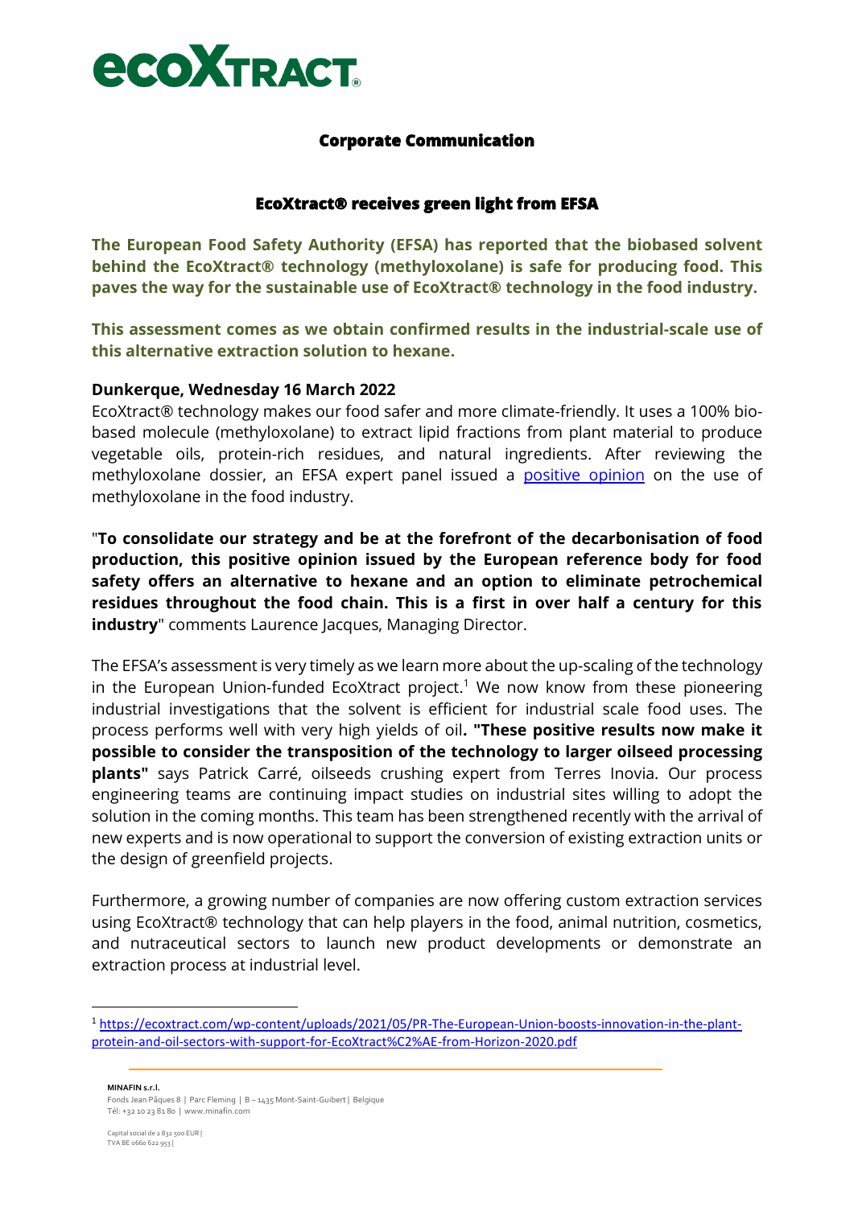# ecoXtract®

## Corporate Communication

### EcoXtract® receives green light from EFSA

**The European Food Safety Authority (EFSA) has reported that the biobased solvent behind the EcoXtract® technology (methyloxolane) is safe for producing food. This paves the way for the sustainable use of EcoXtract® technology in the food industry.**

**This assessment comes as we obtain confirmed results in the industrial-scale use of this alternative extraction solution to hexane.**

**Dunkerque, Wednesday 16 March 2022**

EcoXtract® technology makes our food safer and more climate-friendly. It uses a 100% bio-based molecule (methyloxolane) to extract lipid fractions from plant material to produce vegetable oils, protein-rich residues, and natural ingredients. After reviewing the methyloxolane dossier, an EFSA expert panel issued a [positive opinion] on the use of methyloxolane in the food industry.

"**To consolidate our strategy and be at the forefront of the decarbonisation of food production, this positive opinion issued by the European reference body for food safety offers an alternative to hexane and an option to eliminate petrochemical residues throughout the food chain. This is a first in over half a century for this industry**" comments Laurence Jacques, Managing Director.

The EFSA's assessment is very timely as we learn more about the up-scaling of the technology in the European Union-funded EcoXtract project.[1] We now know from these pioneering industrial investigations that the solvent is efficient for industrial scale food uses. The process performs well with very high yields of oil**. "These positive results now make it possible to consider the transposition of the technology to larger oilseed processing plants"** says Patrick Carré, oilseeds crushing expert from Terres Inovia. Our process engineering teams are continuing impact studies on industrial sites willing to adopt the solution in the coming months. This team has been strengthened recently with the arrival of new experts and is now operational to support the conversion of existing extraction units or the design of greenfield projects.

Furthermore, a growing number of companies are now offering custom extraction services using EcoXtract® technology that can help players in the food, animal nutrition, cosmetics, and nutraceutical sectors to launch new product developments or demonstrate an extraction process at industrial level.

---

[1] https://ecoxtract.com/wp-content/uploads/2021/05/PR-The-European-Union-boosts-innovation-in-the-plant-protein-and-oil-sectors-with-support-for-EcoXtract%C2%AE-from-Horizon-2020.pdf

**MINAFIN s.r.l.**
Fonds Jean Pâques 8 | Parc Fleming | B – 1435 Mont-Saint-Guibert | Belgique
Tél: +32 10 23 81 80 | www.minafin.com

Capital social de 2 832 500 EUR |
TVA BE 0660 622 953 |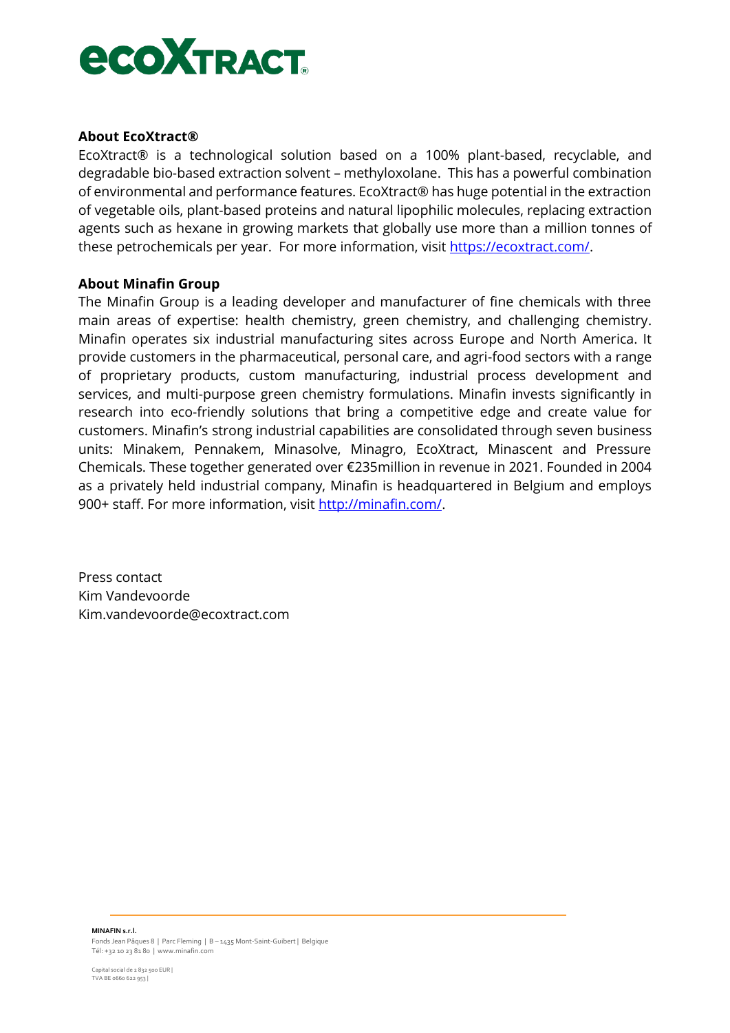**About EcoXtract®**

EcoXtract® is a technological solution based on a 100% plant-based, recyclable, and degradable bio-based extraction solvent – methyloxolane. This has a powerful combination of environmental and performance features. EcoXtract® has huge potential in the extraction of vegetable oils, plant-based proteins and natural lipophilic molecules, replacing extraction agents such as hexane in growing markets that globally use more than a million tonnes of these petrochemicals per year. For more information, visit https://ecoxtract.com/.

**About Minafin Group**

The Minafin Group is a leading developer and manufacturer of fine chemicals with three main areas of expertise: health chemistry, green chemistry, and challenging chemistry. Minafin operates six industrial manufacturing sites across Europe and North America. It provide customers in the pharmaceutical, personal care, and agri-food sectors with a range of proprietary products, custom manufacturing, industrial process development and services, and multi-purpose green chemistry formulations. Minafin invests significantly in research into eco-friendly solutions that bring a competitive edge and create value for customers. Minafin's strong industrial capabilities are consolidated through seven business units: Minakem, Pennakem, Minasolve, Minagro, EcoXtract, Minascent and Pressure Chemicals. These together generated over €235million in revenue in 2021. Founded in 2004 as a privately held industrial company, Minafin is headquartered in Belgium and employs 900+ staff. For more information, visit http://minafin.com/.

Press contact
Kim Vandevoorde
Kim.vandevoorde@ecoxtract.com

**MINAFIN s.r.l.**
Fonds Jean Pâques 8 | Parc Fleming | B – 1435 Mont-Saint-Guibert | Belgique
Tél: +32 10 23 81 80 | www.minafin.com

Capital social de 2 832 500 EUR |
TVA BE 0660 622 953 |